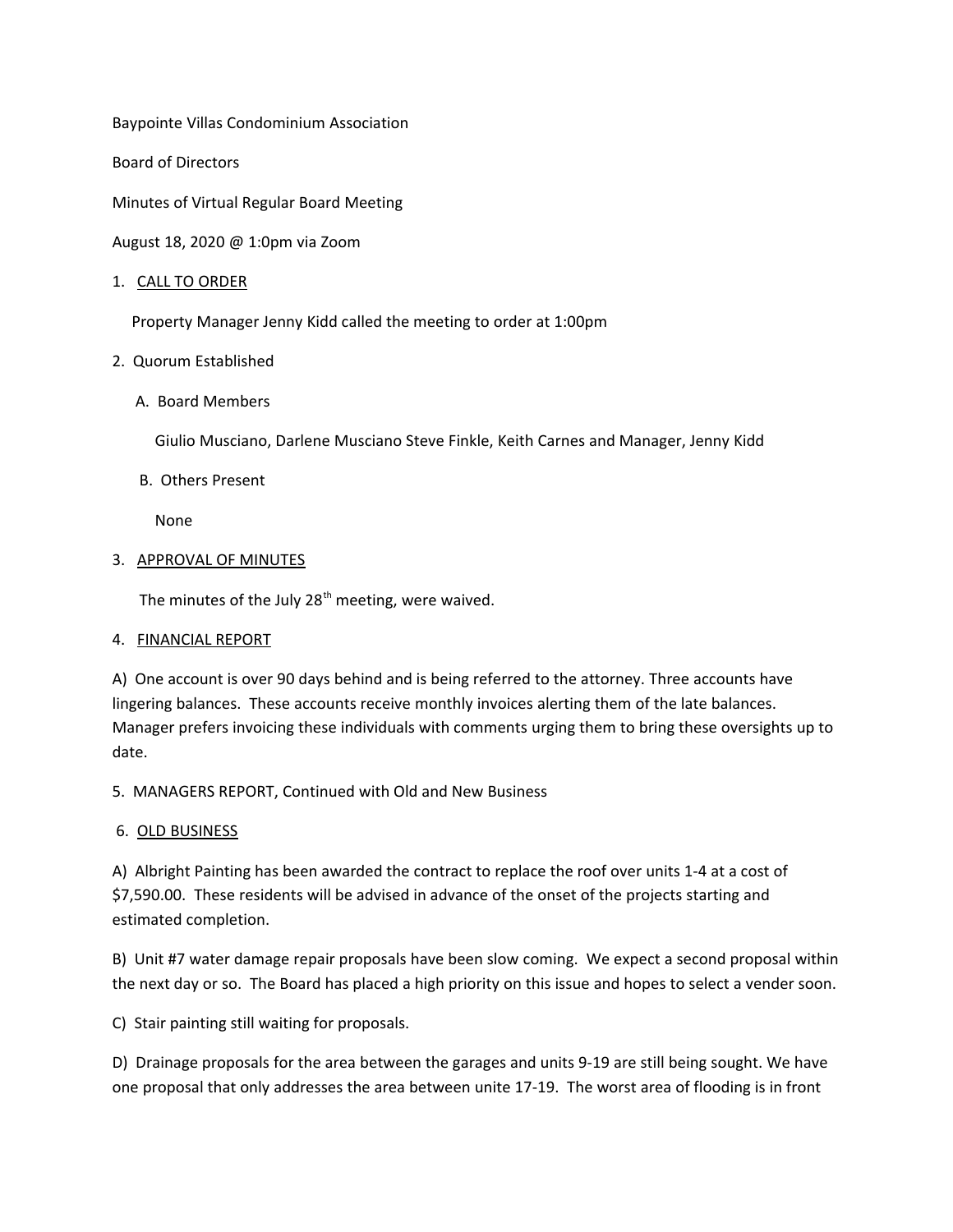Baypointe Villas Condominium Association

Board of Directors

Minutes of Virtual Regular Board Meeting

August 18, 2020 @ 1:0pm via Zoom

1. <u>CALL TO ORDER</u>

   Property Manager Jenny Kidd called the meeting to order at 1:00pm

2. Quorum Established

   A. Board Members

      Giulio Musciano, Darlene Musciano Steve Finkle, Keith Carnes and Manager, Jenny Kidd

   B. Others Present

      None

3. <u>APPROVAL OF MINUTES</u>

   The minutes of the July 28th meeting, were waived.

4. <u>FINANCIAL REPORT</u>

A) One account is over 90 days behind and is being referred to the attorney. Three accounts have lingering balances. These accounts receive monthly invoices alerting them of the late balances. Manager prefers invoicing these individuals with comments urging them to bring these oversights up to date.

5. MANAGERS REPORT, Continued with Old and New Business

6. <u>OLD BUSINESS</u>

A) Albright Painting has been awarded the contract to replace the roof over units 1-4 at a cost of $7,590.00. These residents will be advised in advance of the onset of the projects starting and estimated completion.

B) Unit #7 water damage repair proposals have been slow coming. We expect a second proposal within the next day or so. The Board has placed a high priority on this issue and hopes to select a vender soon.

C) Stair painting still waiting for proposals.

D) Drainage proposals for the area between the garages and units 9-19 are still being sought. We have one proposal that only addresses the area between unite 17-19. The worst area of flooding is in front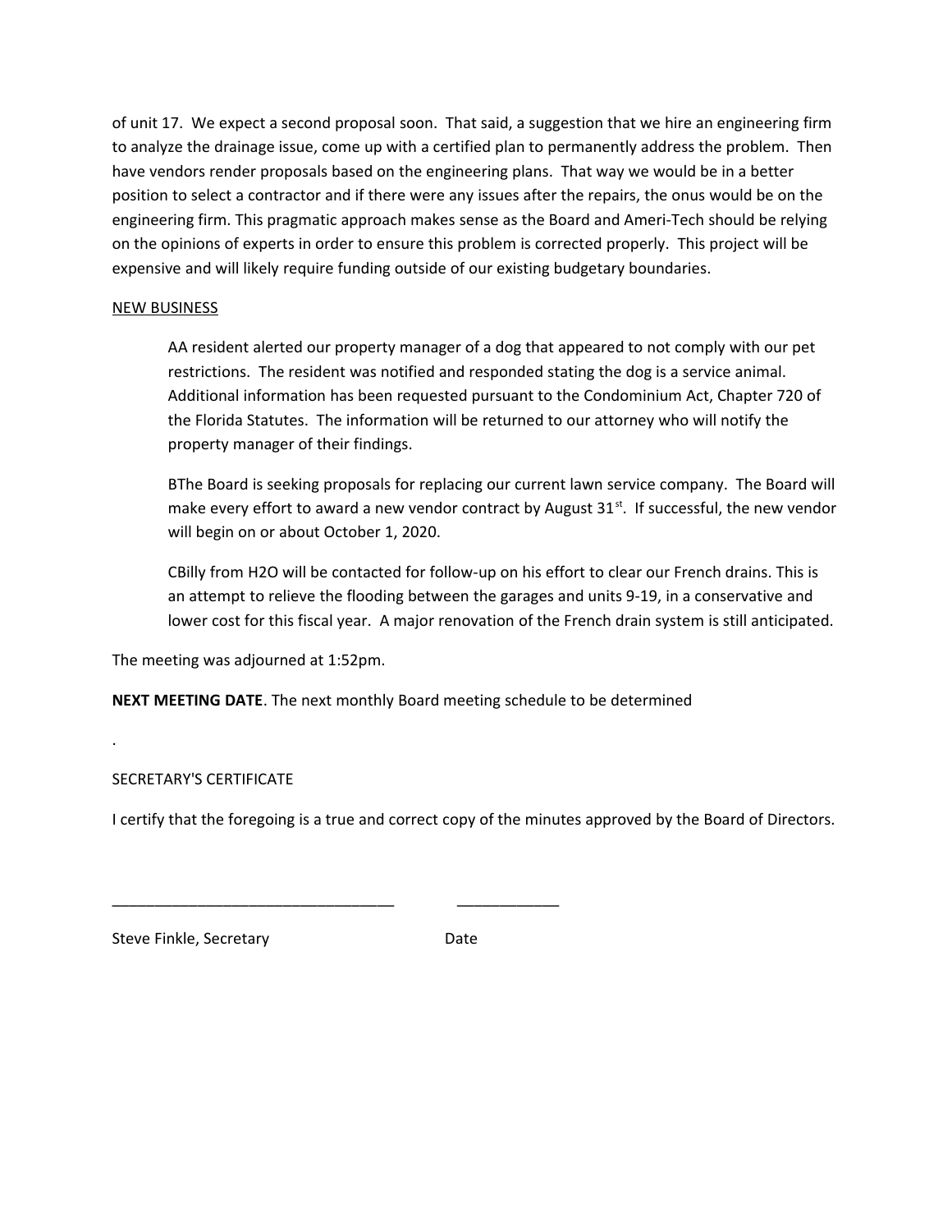of unit 17. We expect a second proposal soon. That said, a suggestion that we hire an engineering firm to analyze the drainage issue, come up with a certified plan to permanently address the problem. Then have vendors render proposals based on the engineering plans. That way we would be in a better position to select a contractor and if there were any issues after the repairs, the onus would be on the engineering firm. This pragmatic approach makes sense as the Board and Ameri-Tech should be relying on the opinions of experts in order to ensure this problem is corrected properly. This project will be expensive and will likely require funding outside of our existing budgetary boundaries.

<u>NEW BUSINESS</u>

> AA resident alerted our property manager of a dog that appeared to not comply with our pet restrictions. The resident was notified and responded stating the dog is a service animal. Additional information has been requested pursuant to the Condominium Act, Chapter 720 of the Florida Statutes. The information will be returned to our attorney who will notify the property manager of their findings.
>
> BThe Board is seeking proposals for replacing our current lawn service company. The Board will make every effort to award a new vendor contract by August 31st. If successful, the new vendor will begin on or about October 1, 2020.
>
> CBilly from H2O will be contacted for follow-up on his effort to clear our French drains. This is an attempt to relieve the flooding between the garages and units 9-19, in a conservative and lower cost for this fiscal year. A major renovation of the French drain system is still anticipated.

The meeting was adjourned at 1:52pm.

**NEXT MEETING DATE**. The next monthly Board meeting schedule to be determined

.

SECRETARY'S CERTIFICATE

I certify that the foregoing is a true and correct copy of the minutes approved by the Board of Directors.

\_\_\_\_\_\_\_\_\_\_\_\_\_\_\_\_\_\_\_\_\_\_\_\_\_\_\_\_\_\_\_\_\_ \_\_\_\_\_\_\_\_\_\_\_\_

Steve Finkle, Secretary Date